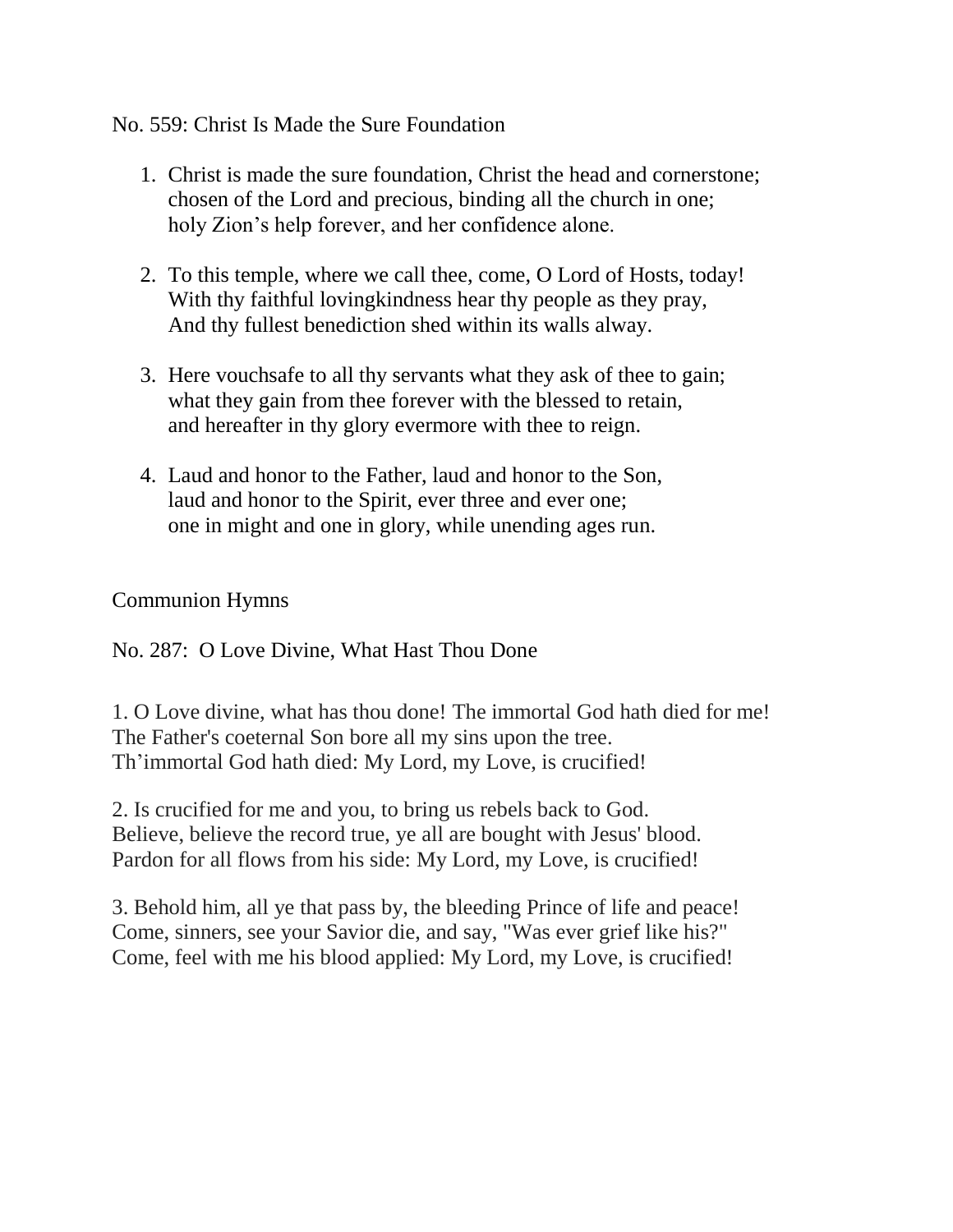No. 559: Christ Is Made the Sure Foundation

1. Christ is made the sure foundation, Christ the head and cornerstone;
   chosen of the Lord and precious, binding all the church in one;
   holy Zion's help forever, and her confidence alone.

2. To this temple, where we call thee, come, O Lord of Hosts, today!
   With thy faithful lovingkindness hear thy people as they pray,
   And thy fullest benediction shed within its walls alway.

3. Here vouchsafe to all thy servants what they ask of thee to gain;
   what they gain from thee forever with the blessed to retain,
   and hereafter in thy glory evermore with thee to reign.

4. Laud and honor to the Father, laud and honor to the Son,
   laud and honor to the Spirit, ever three and ever one;
   one in might and one in glory, while unending ages run.

Communion Hymns

No. 287: O Love Divine, What Hast Thou Done

1. O Love divine, what has thou done! The immortal God hath died for me!
The Father's coeternal Son bore all my sins upon the tree.
Th'immortal God hath died: My Lord, my Love, is crucified!

2. Is crucified for me and you, to bring us rebels back to God.
Believe, believe the record true, ye all are bought with Jesus' blood.
Pardon for all flows from his side: My Lord, my Love, is crucified!

3. Behold him, all ye that pass by, the bleeding Prince of life and peace!
Come, sinners, see your Savior die, and say, "Was ever grief like his?"
Come, feel with me his blood applied: My Lord, my Love, is crucified!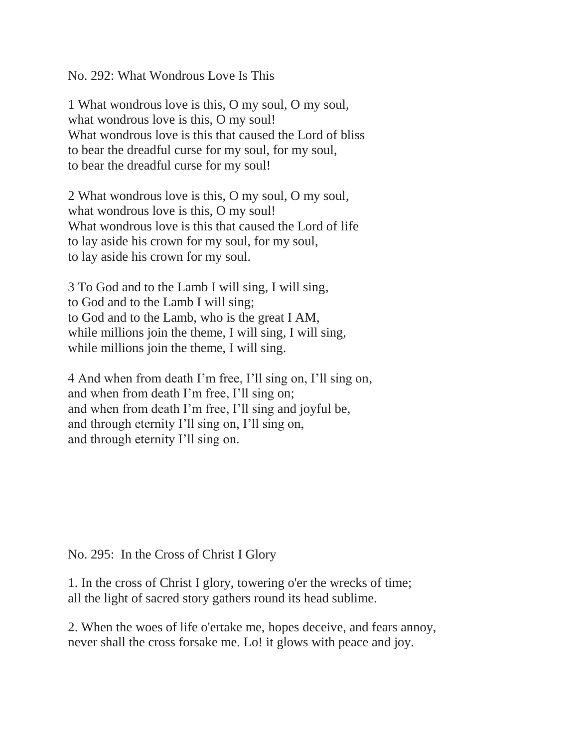No. 292: What Wondrous Love Is This

1 What wondrous love is this, O my soul, O my soul,
what wondrous love is this, O my soul!
What wondrous love is this that caused the Lord of bliss
to bear the dreadful curse for my soul, for my soul,
to bear the dreadful curse for my soul!

2 What wondrous love is this, O my soul, O my soul,
what wondrous love is this, O my soul!
What wondrous love is this that caused the Lord of life
to lay aside his crown for my soul, for my soul,
to lay aside his crown for my soul.

3 To God and to the Lamb I will sing, I will sing,
to God and to the Lamb I will sing;
to God and to the Lamb, who is the great I AM,
while millions join the theme, I will sing, I will sing,
while millions join the theme, I will sing.

4 And when from death I'm free, I'll sing on, I'll sing on,
and when from death I'm free, I'll sing on;
and when from death I'm free, I'll sing and joyful be,
and through eternity I'll sing on, I'll sing on,
and through eternity I'll sing on.

No. 295: In the Cross of Christ I Glory

1. In the cross of Christ I glory, towering o'er the wrecks of time;
all the light of sacred story gathers round its head sublime.

2. When the woes of life o'ertake me, hopes deceive, and fears annoy,
never shall the cross forsake me. Lo! it glows with peace and joy.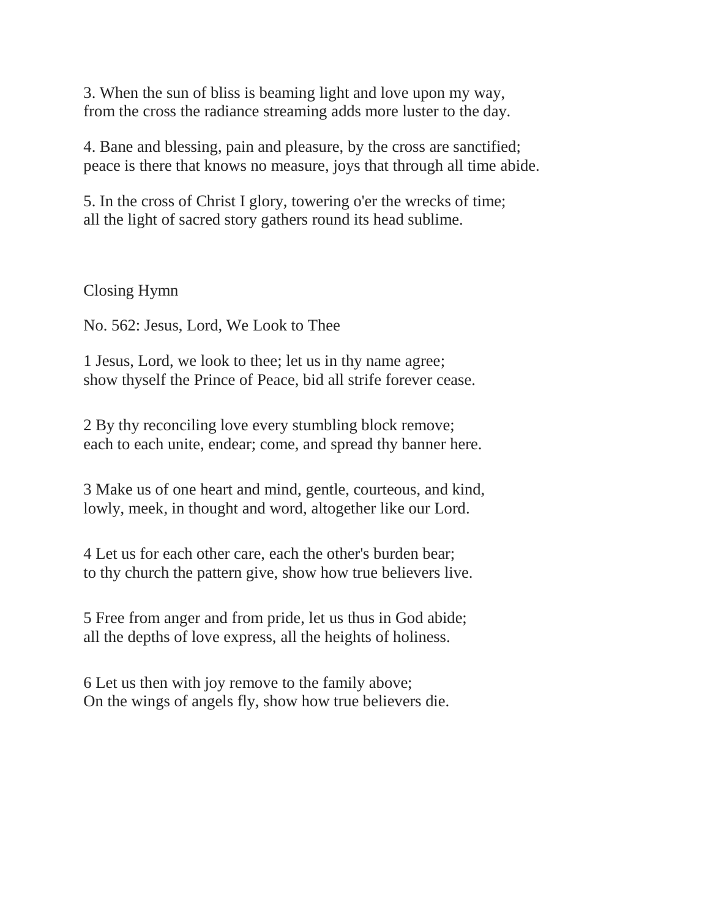3. When the sun of bliss is beaming light and love upon my way,
from the cross the radiance streaming adds more luster to the day.

4. Bane and blessing, pain and pleasure, by the cross are sanctified;
peace is there that knows no measure, joys that through all time abide.

5. In the cross of Christ I glory, towering o'er the wrecks of time;
all the light of sacred story gathers round its head sublime.

Closing Hymn

No. 562: Jesus, Lord, We Look to Thee

1 Jesus, Lord, we look to thee; let us in thy name agree;
show thyself the Prince of Peace, bid all strife forever cease.

2 By thy reconciling love every stumbling block remove;
each to each unite, endear; come, and spread thy banner here.

3 Make us of one heart and mind, gentle, courteous, and kind,
lowly, meek, in thought and word, altogether like our Lord.

4 Let us for each other care, each the other's burden bear;
to thy church the pattern give, show how true believers live.

5 Free from anger and from pride, let us thus in God abide;
all the depths of love express, all the heights of holiness.

6 Let us then with joy remove to the family above;
On the wings of angels fly, show how true believers die.